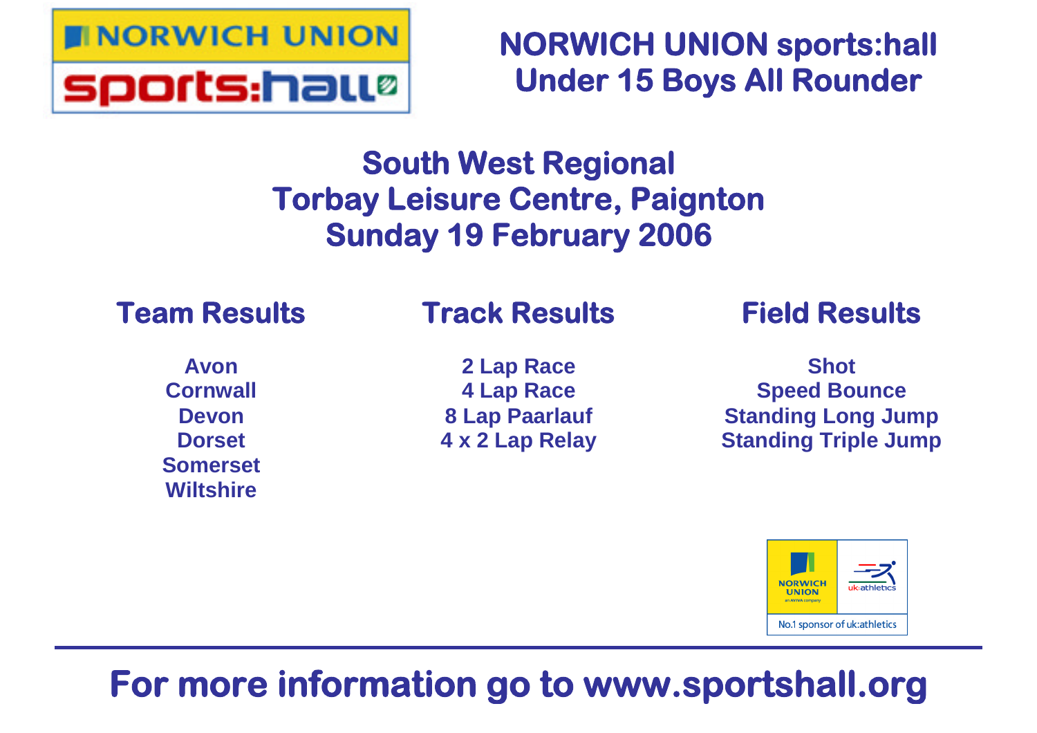# NORWICH UNION sports:hall
# Under 15 Boys All Rounder

## South West Regional
## Torbay Leisure Centre, Paignton
## Sunday 19 February 2006

### Team Results

**Avon**
**Cornwall**
**Devon**
**Dorset**
**Somerset**
**Wiltshire**

### Track Results

**2 Lap Race**
**4 Lap Race**
**8 Lap Paarlauf**
**4 x 2 Lap Relay**

### Field Results

**Shot**
**Speed Bounce**
**Standing Long Jump**
**Standing Triple Jump**

NORWICH UNION an AVIVA company | uk:athletics
No.1 sponsor of uk:athletics

---

## For more information go to www.sportshall.org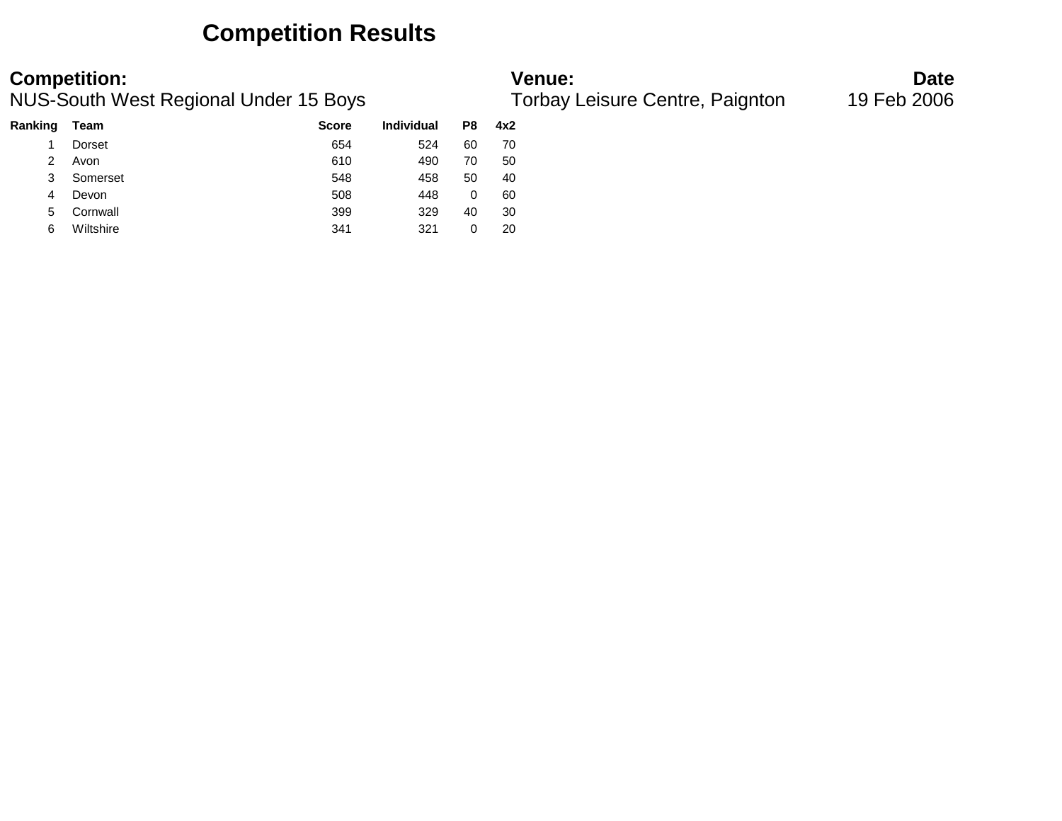# Competition Results

**Competition:**
NUS-South West Regional Under 15 Boys

**Venue:**
Torbay Leisure Centre, Paignton

**Date**
19 Feb 2006

| Ranking | Team | Score | Individual | P8 | 4x2 |
|---|---|---|---|---|---|
| 1 | Dorset | 654 | 524 | 60 | 70 |
| 2 | Avon | 610 | 490 | 70 | 50 |
| 3 | Somerset | 548 | 458 | 50 | 40 |
| 4 | Devon | 508 | 448 | 0 | 60 |
| 5 | Cornwall | 399 | 329 | 40 | 30 |
| 6 | Wiltshire | 341 | 321 | 0 | 20 |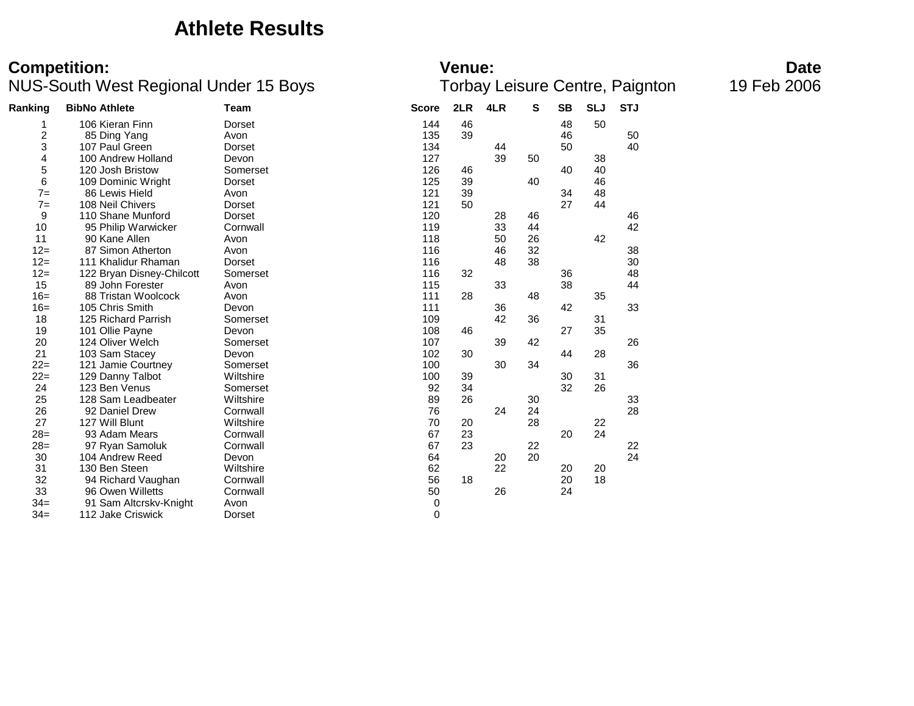# Athlete Results

**Competition:** NUS-South West Regional Under 15 Boys

**Venue:** Torbay Leisure Centre, Paignton

**Date** 19 Feb 2006

| Ranking | BibNo | Athlete | Team | Score | 2LR | 4LR | S | SB | SLJ | STJ |
|---|---|---|---|---|---|---|---|---|---|---|
| 1 | 106 | Kieran Finn | Dorset | 144 | 46 | | | 48 | 50 | |
| 2 | 85 | Ding Yang | Avon | 135 | 39 | | | 46 | | 50 |
| 3 | 107 | Paul Green | Dorset | 134 | | 44 | | 50 | | 40 |
| 4 | 100 | Andrew Holland | Devon | 127 | | 39 | 50 | | 38 | |
| 5 | 120 | Josh Bristow | Somerset | 126 | 46 | | | 40 | 40 | |
| 6 | 109 | Dominic Wright | Dorset | 125 | 39 | | 40 | | 46 | |
| 7= | 86 | Lewis Hield | Avon | 121 | 39 | | | 34 | 48 | |
| 7= | 108 | Neil Chivers | Dorset | 121 | 50 | | | 27 | 44 | |
| 9 | 110 | Shane Munford | Dorset | 120 | | 28 | 46 | | | 46 |
| 10 | 95 | Philip Warwicker | Cornwall | 119 | | 33 | 44 | | | 42 |
| 11 | 90 | Kane Allen | Avon | 118 | | 50 | 26 | | 42 | |
| 12= | 87 | Simon Atherton | Avon | 116 | | 46 | 32 | | | 38 |
| 12= | 111 | Khalidur Rhaman | Dorset | 116 | | 48 | 38 | | | 30 |
| 12= | 122 | Bryan Disney-Chilcott | Somerset | 116 | 32 | | | 36 | | 48 |
| 15 | 89 | John Forester | Avon | 115 | | 33 | | 38 | | 44 |
| 16= | 88 | Tristan Woolcock | Avon | 111 | 28 | | 48 | | 35 | |
| 16= | 105 | Chris Smith | Devon | 111 | | 36 | | 42 | | 33 |
| 18 | 125 | Richard Parrish | Somerset | 109 | | 42 | 36 | | 31 | |
| 19 | 101 | Ollie Payne | Devon | 108 | 46 | | | 27 | 35 | |
| 20 | 124 | Oliver Welch | Somerset | 107 | | 39 | 42 | | | 26 |
| 21 | 103 | Sam Stacey | Devon | 102 | 30 | | | 44 | 28 | |
| 22= | 121 | Jamie Courtney | Somerset | 100 | | 30 | 34 | | | 36 |
| 22= | 129 | Danny Talbot | Wiltshire | 100 | 39 | | | 30 | 31 | |
| 24 | 123 | Ben Venus | Somerset | 92 | 34 | | | 32 | 26 | |
| 25 | 128 | Sam Leadbeater | Wiltshire | 89 | 26 | | 30 | | | 33 |
| 26 | 92 | Daniel Drew | Cornwall | 76 | | 24 | 24 | | | 28 |
| 27 | 127 | Will Blunt | Wiltshire | 70 | 20 | | 28 | | 22 | |
| 28= | 93 | Adam Mears | Cornwall | 67 | 23 | | | 20 | 24 | |
| 28= | 97 | Ryan Samoluk | Cornwall | 67 | 23 | | 22 | | | 22 |
| 30 | 104 | Andrew Reed | Devon | 64 | | 20 | 20 | | | 24 |
| 31 | 130 | Ben Steen | Wiltshire | 62 | | 22 | | 20 | 20 | |
| 32 | 94 | Richard Vaughan | Cornwall | 56 | 18 | | | 20 | 18 | |
| 33 | 96 | Owen Willetts | Cornwall | 50 | | 26 | | 24 | | |
| 34= | 91 | Sam Altcrskv-Knight | Avon | 0 | | | | | | |
| 34= | 112 | Jake Criswick | Dorset | 0 | | | | | | |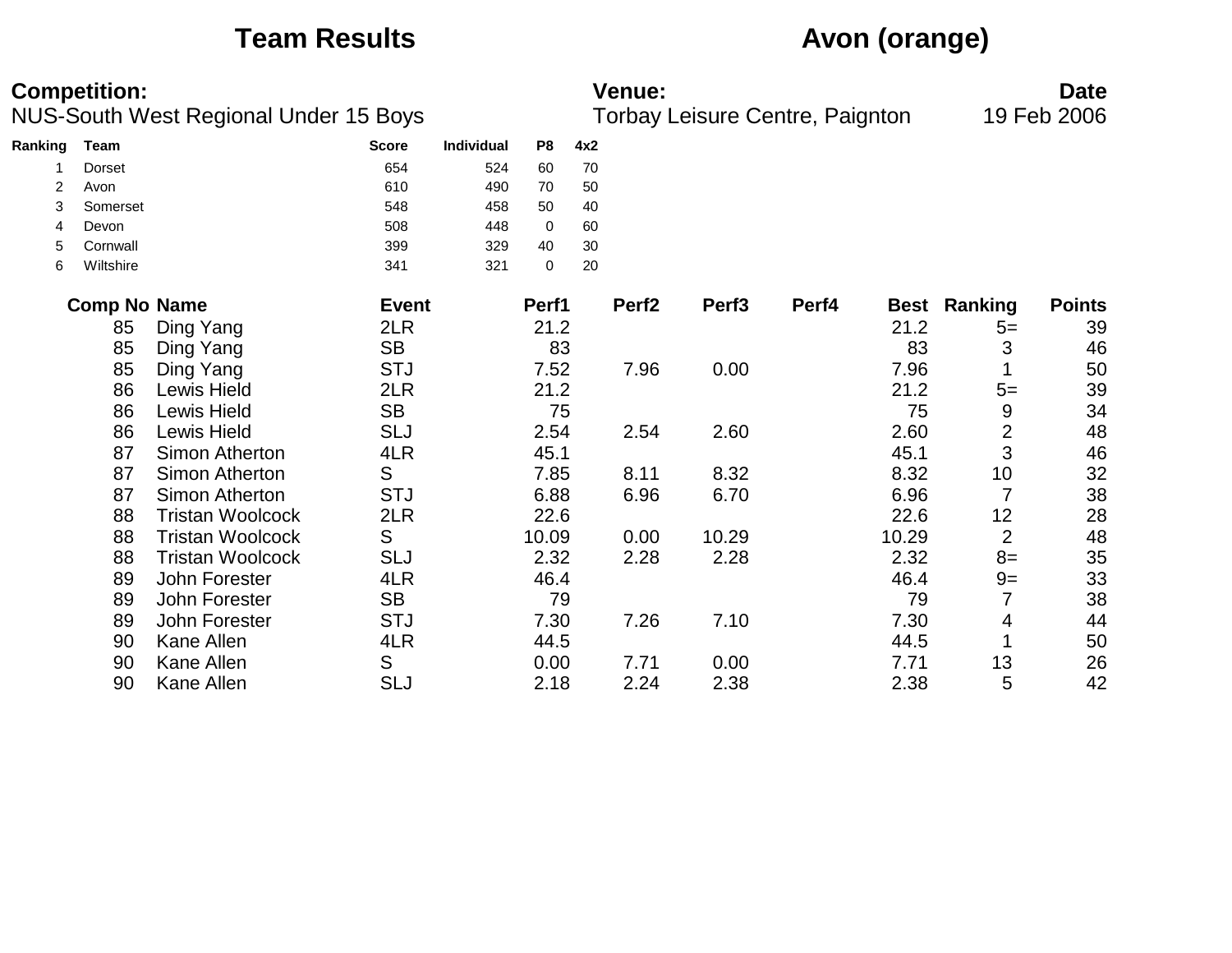# Team Results

## Avon (orange)

**Competition:**
NUS-South West Regional Under 15 Boys

**Venue:**
Torbay Leisure Centre, Paignton

**Date**
19 Feb 2006

| Ranking | Team | Score | Individual | P8 | 4x2 |
|---|---|---|---|---|---|
| 1 | Dorset | 654 | 524 | 60 | 70 |
| 2 | Avon | 610 | 490 | 70 | 50 |
| 3 | Somerset | 548 | 458 | 50 | 40 |
| 4 | Devon | 508 | 448 | 0 | 60 |
| 5 | Cornwall | 399 | 329 | 40 | 30 |
| 6 | Wiltshire | 341 | 321 | 0 | 20 |

| Comp No | Name | Event | Perf1 | Perf2 | Perf3 | Perf4 | Best | Ranking | Points |
|---|---|---|---|---|---|---|---|---|---|
| 85 | Ding Yang | 2LR | 21.2 | | | | 21.2 | 5= | 39 |
| 85 | Ding Yang | SB | 83 | | | | 83 | 3 | 46 |
| 85 | Ding Yang | STJ | 7.52 | 7.96 | 0.00 | | 7.96 | 1 | 50 |
| 86 | Lewis Hield | 2LR | 21.2 | | | | 21.2 | 5= | 39 |
| 86 | Lewis Hield | SB | 75 | | | | 75 | 9 | 34 |
| 86 | Lewis Hield | SLJ | 2.54 | 2.54 | 2.60 | | 2.60 | 2 | 48 |
| 87 | Simon Atherton | 4LR | 45.1 | | | | 45.1 | 3 | 46 |
| 87 | Simon Atherton | S | 7.85 | 8.11 | 8.32 | | 8.32 | 10 | 32 |
| 87 | Simon Atherton | STJ | 6.88 | 6.96 | 6.70 | | 6.96 | 7 | 38 |
| 88 | Tristan Woolcock | 2LR | 22.6 | | | | 22.6 | 12 | 28 |
| 88 | Tristan Woolcock | S | 10.09 | 0.00 | 10.29 | | 10.29 | 2 | 48 |
| 88 | Tristan Woolcock | SLJ | 2.32 | 2.28 | 2.28 | | 2.32 | 8= | 35 |
| 89 | John Forester | 4LR | 46.4 | | | | 46.4 | 9= | 33 |
| 89 | John Forester | SB | 79 | | | | 79 | 7 | 38 |
| 89 | John Forester | STJ | 7.30 | 7.26 | 7.10 | | 7.30 | 4 | 44 |
| 90 | Kane Allen | 4LR | 44.5 | | | | 44.5 | 1 | 50 |
| 90 | Kane Allen | S | 0.00 | 7.71 | 0.00 | | 7.71 | 13 | 26 |
| 90 | Kane Allen | SLJ | 2.18 | 2.24 | 2.38 | | 2.38 | 5 | 42 |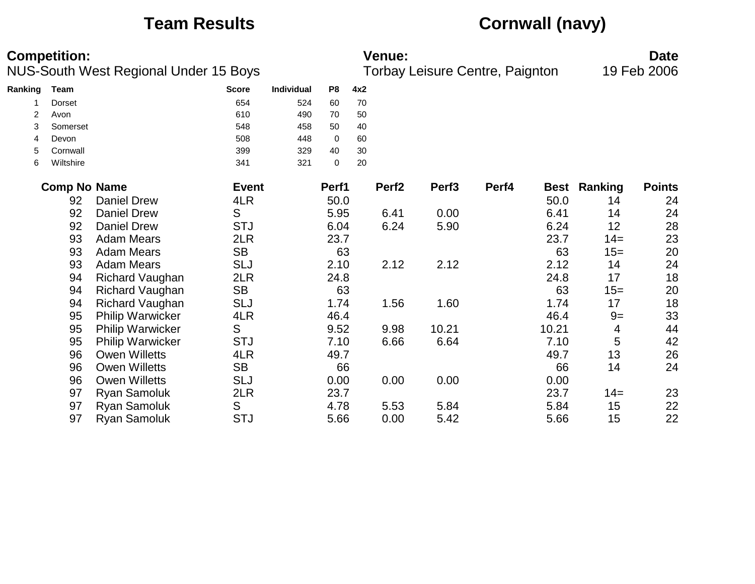# Team Results

# Cornwall (navy)

**Competition:**
NUS-South West Regional Under 15 Boys

**Venue:**
Torbay Leisure Centre, Paignton

**Date**
19 Feb 2006

| Ranking | Team | Score | Individual | P8 | 4x2 |
|---|---|---|---|---|---|
| 1 | Dorset | 654 | 524 | 60 | 70 |
| 2 | Avon | 610 | 490 | 70 | 50 |
| 3 | Somerset | 548 | 458 | 50 | 40 |
| 4 | Devon | 508 | 448 | 0 | 60 |
| 5 | Cornwall | 399 | 329 | 40 | 30 |
| 6 | Wiltshire | 341 | 321 | 0 | 20 |

| Comp No | Name | Event | Perf1 | Perf2 | Perf3 | Perf4 | Best | Ranking | Points |
|---|---|---|---|---|---|---|---|---|---|
| 92 | Daniel Drew | 4LR | 50.0 | | | | 50.0 | 14 | 24 |
| 92 | Daniel Drew | S | 5.95 | 6.41 | 0.00 | | 6.41 | 14 | 24 |
| 92 | Daniel Drew | STJ | 6.04 | 6.24 | 5.90 | | 6.24 | 12 | 28 |
| 93 | Adam Mears | 2LR | 23.7 | | | | 23.7 | 14= | 23 |
| 93 | Adam Mears | SB | 63 | | | | 63 | 15= | 20 |
| 93 | Adam Mears | SLJ | 2.10 | 2.12 | 2.12 | | 2.12 | 14 | 24 |
| 94 | Richard Vaughan | 2LR | 24.8 | | | | 24.8 | 17 | 18 |
| 94 | Richard Vaughan | SB | 63 | | | | 63 | 15= | 20 |
| 94 | Richard Vaughan | SLJ | 1.74 | 1.56 | 1.60 | | 1.74 | 17 | 18 |
| 95 | Philip Warwicker | 4LR | 46.4 | | | | 46.4 | 9= | 33 |
| 95 | Philip Warwicker | S | 9.52 | 9.98 | 10.21 | | 10.21 | 4 | 44 |
| 95 | Philip Warwicker | STJ | 7.10 | 6.66 | 6.64 | | 7.10 | 5 | 42 |
| 96 | Owen Willetts | 4LR | 49.7 | | | | 49.7 | 13 | 26 |
| 96 | Owen Willetts | SB | 66 | | | | 66 | 14 | 24 |
| 96 | Owen Willetts | SLJ | 0.00 | 0.00 | 0.00 | | 0.00 | | |
| 97 | Ryan Samoluk | 2LR | 23.7 | | | | 23.7 | 14= | 23 |
| 97 | Ryan Samoluk | S | 4.78 | 5.53 | 5.84 | | 5.84 | 15 | 22 |
| 97 | Ryan Samoluk | STJ | 5.66 | 0.00 | 5.42 | | 5.66 | 15 | 22 |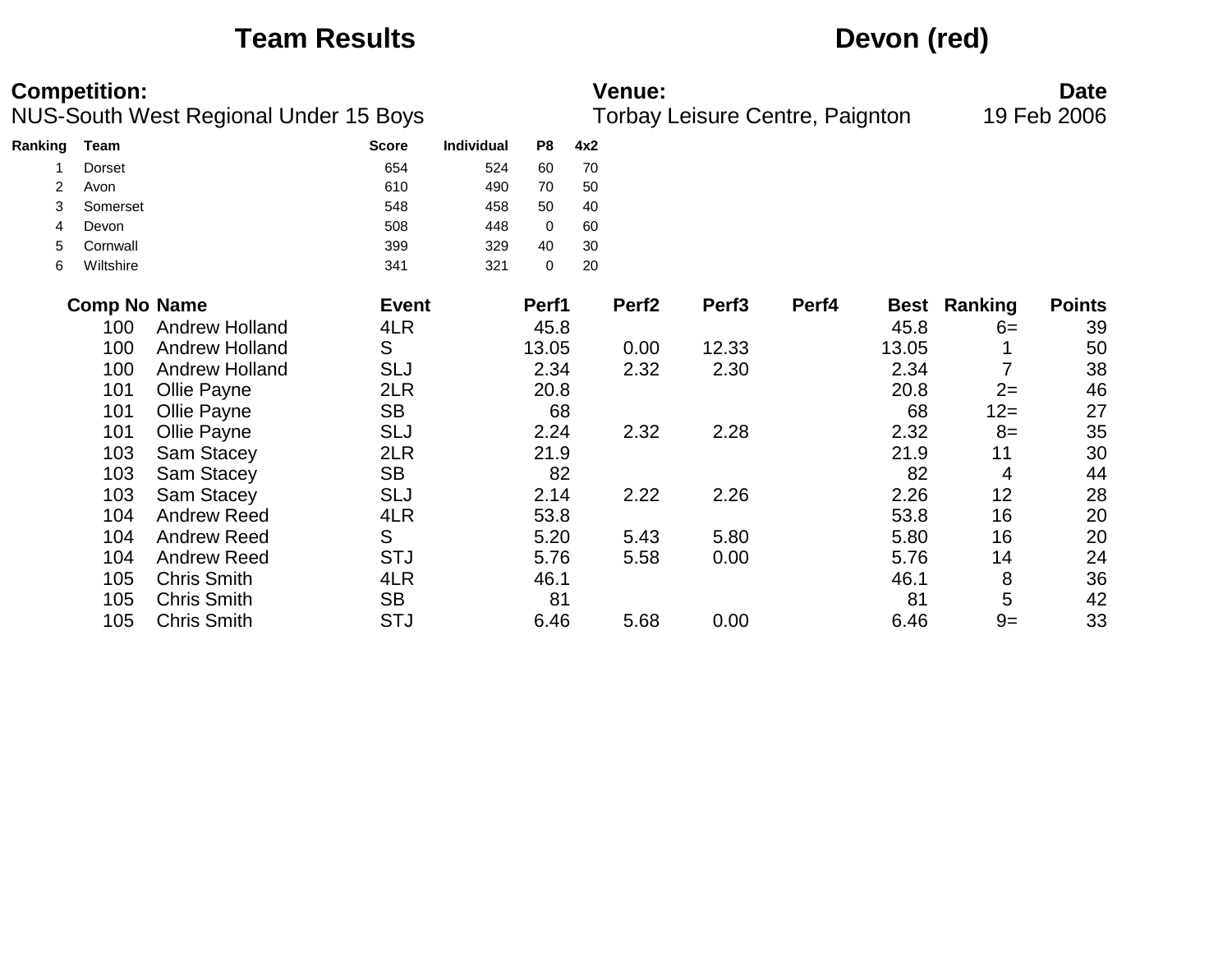# Team Results

## Devon (red)

**Competition:**
NUS-South West Regional Under 15 Boys

**Venue:**
Torbay Leisure Centre, Paignton

**Date**
19 Feb 2006

| Ranking | Team | Score | Individual | P8 | 4x2 |
|---|---|---|---|---|---|
| 1 | Dorset | 654 | 524 | 60 | 70 |
| 2 | Avon | 610 | 490 | 70 | 50 |
| 3 | Somerset | 548 | 458 | 50 | 40 |
| 4 | Devon | 508 | 448 | 0 | 60 |
| 5 | Cornwall | 399 | 329 | 40 | 30 |
| 6 | Wiltshire | 341 | 321 | 0 | 20 |

| Comp No | Name | Event | Perf1 | Perf2 | Perf3 | Perf4 | Best | Ranking | Points |
|---|---|---|---|---|---|---|---|---|---|
| 100 | Andrew Holland | 4LR | 45.8 | | | | 45.8 | 6= | 39 |
| 100 | Andrew Holland | S | 13.05 | 0.00 | 12.33 | | 13.05 | 1 | 50 |
| 100 | Andrew Holland | SLJ | 2.34 | 2.32 | 2.30 | | 2.34 | 7 | 38 |
| 101 | Ollie Payne | 2LR | 20.8 | | | | 20.8 | 2= | 46 |
| 101 | Ollie Payne | SB | 68 | | | | 68 | 12= | 27 |
| 101 | Ollie Payne | SLJ | 2.24 | 2.32 | 2.28 | | 2.32 | 8= | 35 |
| 103 | Sam Stacey | 2LR | 21.9 | | | | 21.9 | 11 | 30 |
| 103 | Sam Stacey | SB | 82 | | | | 82 | 4 | 44 |
| 103 | Sam Stacey | SLJ | 2.14 | 2.22 | 2.26 | | 2.26 | 12 | 28 |
| 104 | Andrew Reed | 4LR | 53.8 | | | | 53.8 | 16 | 20 |
| 104 | Andrew Reed | S | 5.20 | 5.43 | 5.80 | | 5.80 | 16 | 20 |
| 104 | Andrew Reed | STJ | 5.76 | 5.58 | 0.00 | | 5.76 | 14 | 24 |
| 105 | Chris Smith | 4LR | 46.1 | | | | 46.1 | 8 | 36 |
| 105 | Chris Smith | SB | 81 | | | | 81 | 5 | 42 |
| 105 | Chris Smith | STJ | 6.46 | 5.68 | 0.00 | | 6.46 | 9= | 33 |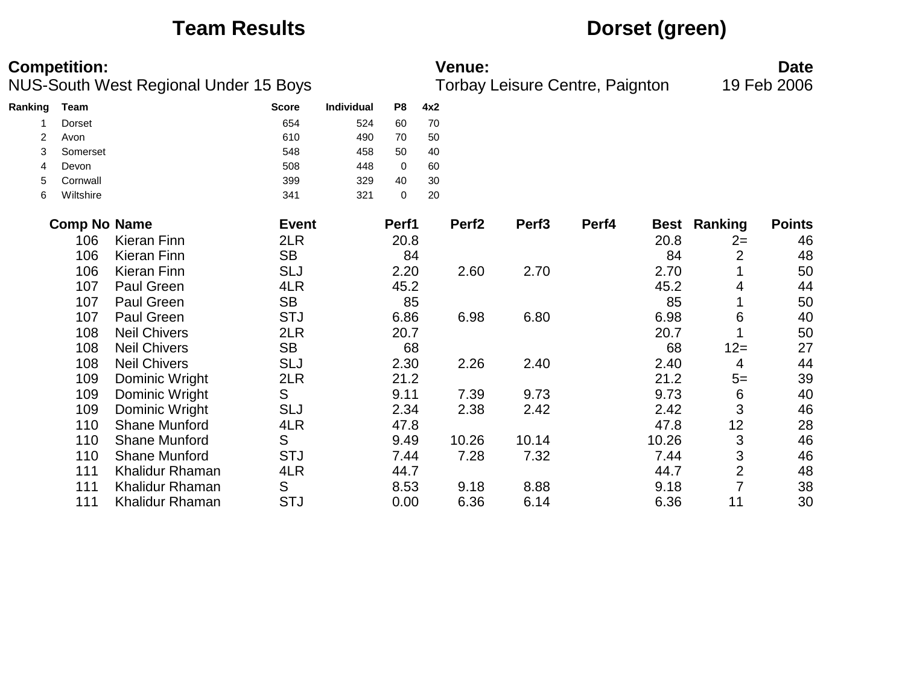# Team Results

# Dorset (green)

**Competition:**
NUS-South West Regional Under 15 Boys

**Venue:**
Torbay Leisure Centre, Paignton

**Date**
19 Feb 2006

| Ranking | Team | Score | Individual | P8 | 4x2 |
|---|---|---|---|---|---|
| 1 | Dorset | 654 | 524 | 60 | 70 |
| 2 | Avon | 610 | 490 | 70 | 50 |
| 3 | Somerset | 548 | 458 | 50 | 40 |
| 4 | Devon | 508 | 448 | 0 | 60 |
| 5 | Cornwall | 399 | 329 | 40 | 30 |
| 6 | Wiltshire | 341 | 321 | 0 | 20 |

| Comp No | Name | Event | Perf1 | Perf2 | Perf3 | Perf4 | Best | Ranking | Points |
|---|---|---|---|---|---|---|---|---|---|
| 106 | Kieran Finn | 2LR | 20.8 | | | | 20.8 | 2= | 46 |
| 106 | Kieran Finn | SB | 84 | | | | 84 | 2 | 48 |
| 106 | Kieran Finn | SLJ | 2.20 | 2.60 | 2.70 | | 2.70 | 1 | 50 |
| 107 | Paul Green | 4LR | 45.2 | | | | 45.2 | 4 | 44 |
| 107 | Paul Green | SB | 85 | | | | 85 | 1 | 50 |
| 107 | Paul Green | STJ | 6.86 | 6.98 | 6.80 | | 6.98 | 6 | 40 |
| 108 | Neil Chivers | 2LR | 20.7 | | | | 20.7 | 1 | 50 |
| 108 | Neil Chivers | SB | 68 | | | | 68 | 12= | 27 |
| 108 | Neil Chivers | SLJ | 2.30 | 2.26 | 2.40 | | 2.40 | 4 | 44 |
| 109 | Dominic Wright | 2LR | 21.2 | | | | 21.2 | 5= | 39 |
| 109 | Dominic Wright | S | 9.11 | 7.39 | 9.73 | | 9.73 | 6 | 40 |
| 109 | Dominic Wright | SLJ | 2.34 | 2.38 | 2.42 | | 2.42 | 3 | 46 |
| 110 | Shane Munford | 4LR | 47.8 | | | | 47.8 | 12 | 28 |
| 110 | Shane Munford | S | 9.49 | 10.26 | 10.14 | | 10.26 | 3 | 46 |
| 110 | Shane Munford | STJ | 7.44 | 7.28 | 7.32 | | 7.44 | 3 | 46 |
| 111 | Khalidur Rhaman | 4LR | 44.7 | | | | 44.7 | 2 | 48 |
| 111 | Khalidur Rhaman | S | 8.53 | 9.18 | 8.88 | | 9.18 | 7 | 38 |
| 111 | Khalidur Rhaman | STJ | 0.00 | 6.36 | 6.14 | | 6.36 | 11 | 30 |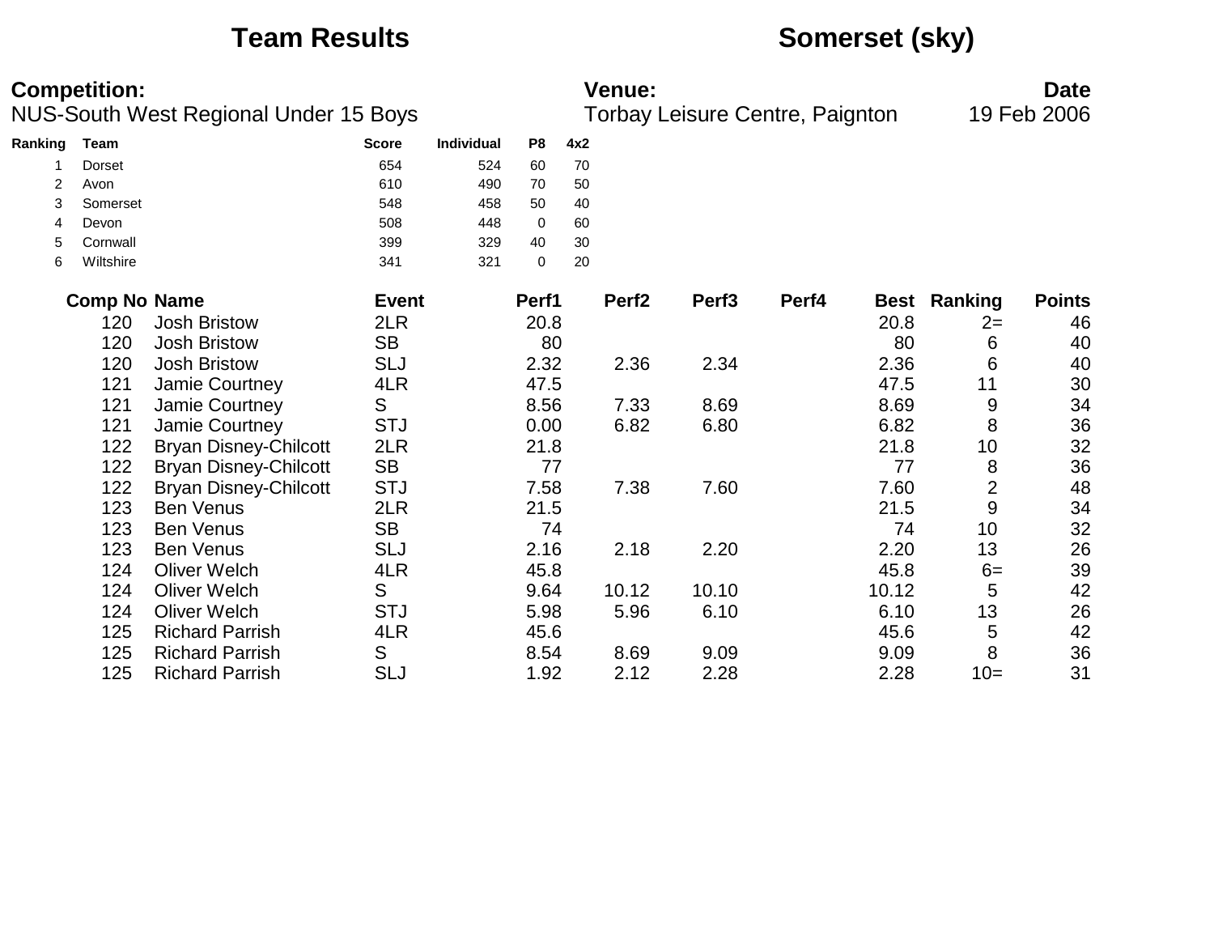# Team Results

# Somerset (sky)

**Competition:**
NUS-South West Regional Under 15 Boys

**Venue:**
Torbay Leisure Centre, Paignton

**Date**
19 Feb 2006

| Ranking | Team | Score | Individual | P8 | 4x2 |
|---|---|---|---|---|---|
| 1 | Dorset | 654 | 524 | 60 | 70 |
| 2 | Avon | 610 | 490 | 70 | 50 |
| 3 | Somerset | 548 | 458 | 50 | 40 |
| 4 | Devon | 508 | 448 | 0 | 60 |
| 5 | Cornwall | 399 | 329 | 40 | 30 |
| 6 | Wiltshire | 341 | 321 | 0 | 20 |

| Comp No | Name | Event | Perf1 | Perf2 | Perf3 | Perf4 | Best | Ranking | Points |
|---|---|---|---|---|---|---|---|---|---|
| 120 | Josh Bristow | 2LR | 20.8 | | | | 20.8 | 2= | 46 |
| 120 | Josh Bristow | SB | 80 | | | | 80 | 6 | 40 |
| 120 | Josh Bristow | SLJ | 2.32 | 2.36 | 2.34 | | 2.36 | 6 | 40 |
| 121 | Jamie Courtney | 4LR | 47.5 | | | | 47.5 | 11 | 30 |
| 121 | Jamie Courtney | S | 8.56 | 7.33 | 8.69 | | 8.69 | 9 | 34 |
| 121 | Jamie Courtney | STJ | 0.00 | 6.82 | 6.80 | | 6.82 | 8 | 36 |
| 122 | Bryan Disney-Chilcott | 2LR | 21.8 | | | | 21.8 | 10 | 32 |
| 122 | Bryan Disney-Chilcott | SB | 77 | | | | 77 | 8 | 36 |
| 122 | Bryan Disney-Chilcott | STJ | 7.58 | 7.38 | 7.60 | | 7.60 | 2 | 48 |
| 123 | Ben Venus | 2LR | 21.5 | | | | 21.5 | 9 | 34 |
| 123 | Ben Venus | SB | 74 | | | | 74 | 10 | 32 |
| 123 | Ben Venus | SLJ | 2.16 | 2.18 | 2.20 | | 2.20 | 13 | 26 |
| 124 | Oliver Welch | 4LR | 45.8 | | | | 45.8 | 6= | 39 |
| 124 | Oliver Welch | S | 9.64 | 10.12 | 10.10 | | 10.12 | 5 | 42 |
| 124 | Oliver Welch | STJ | 5.98 | 5.96 | 6.10 | | 6.10 | 13 | 26 |
| 125 | Richard Parrish | 4LR | 45.6 | | | | 45.6 | 5 | 42 |
| 125 | Richard Parrish | S | 8.54 | 8.69 | 9.09 | | 9.09 | 8 | 36 |
| 125 | Richard Parrish | SLJ | 1.92 | 2.12 | 2.28 | | 2.28 | 10= | 31 |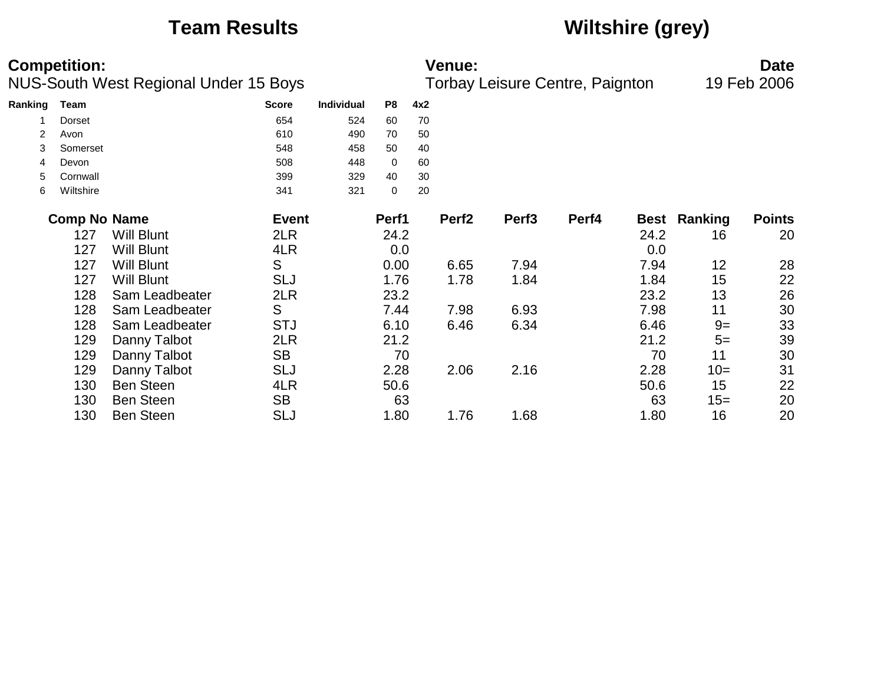# Team Results

# Wiltshire (grey)

**Competition:**
NUS-South West Regional Under 15 Boys

**Venue:**
Torbay Leisure Centre, Paignton

**Date**
19 Feb 2006

| Ranking | Team | Score | Individual | P8 | 4x2 |
|---|---|---|---|---|---|
| 1 | Dorset | 654 | 524 | 60 | 70 |
| 2 | Avon | 610 | 490 | 70 | 50 |
| 3 | Somerset | 548 | 458 | 50 | 40 |
| 4 | Devon | 508 | 448 | 0 | 60 |
| 5 | Cornwall | 399 | 329 | 40 | 30 |
| 6 | Wiltshire | 341 | 321 | 0 | 20 |

| Comp No | Name | Event | Perf1 | Perf2 | Perf3 | Perf4 | Best | Ranking | Points |
|---|---|---|---|---|---|---|---|---|---|
| 127 | Will Blunt | 2LR | 24.2 | | | | 24.2 | 16 | 20 |
| 127 | Will Blunt | 4LR | 0.0 | | | | 0.0 | | |
| 127 | Will Blunt | S | 0.00 | 6.65 | 7.94 | | 7.94 | 12 | 28 |
| 127 | Will Blunt | SLJ | 1.76 | 1.78 | 1.84 | | 1.84 | 15 | 22 |
| 128 | Sam Leadbeater | 2LR | 23.2 | | | | 23.2 | 13 | 26 |
| 128 | Sam Leadbeater | S | 7.44 | 7.98 | 6.93 | | 7.98 | 11 | 30 |
| 128 | Sam Leadbeater | STJ | 6.10 | 6.46 | 6.34 | | 6.46 | 9= | 33 |
| 129 | Danny Talbot | 2LR | 21.2 | | | | 21.2 | 5= | 39 |
| 129 | Danny Talbot | SB | 70 | | | | 70 | 11 | 30 |
| 129 | Danny Talbot | SLJ | 2.28 | 2.06 | 2.16 | | 2.28 | 10= | 31 |
| 130 | Ben Steen | 4LR | 50.6 | | | | 50.6 | 15 | 22 |
| 130 | Ben Steen | SB | 63 | | | | 63 | 15= | 20 |
| 130 | Ben Steen | SLJ | 1.80 | 1.76 | 1.68 | | 1.80 | 16 | 20 |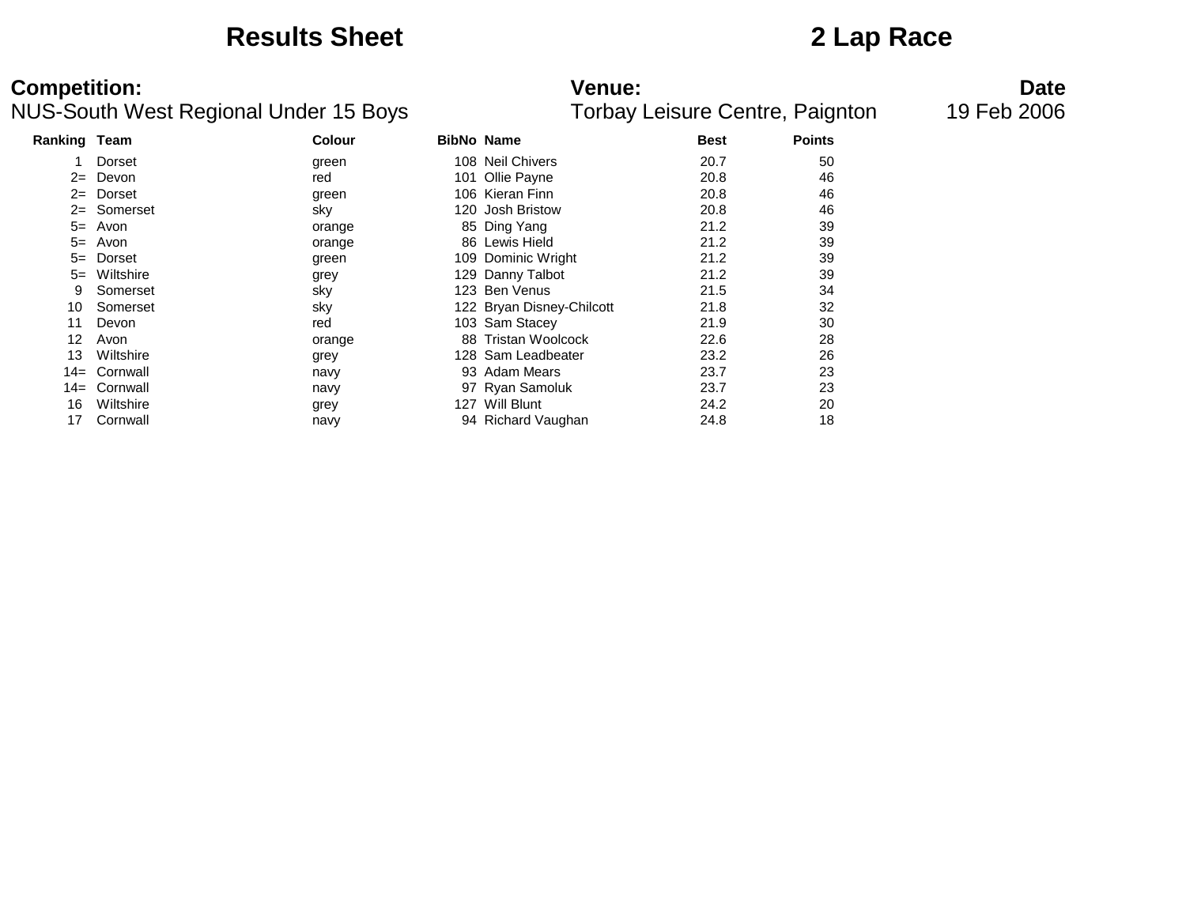# Results Sheet

## 2 Lap Race

**Competition:**
NUS-South West Regional Under 15 Boys

**Venue:**
Torbay Leisure Centre, Paignton

**Date**
19 Feb 2006

| Ranking | Team | Colour | BibNo | Name | Best | Points |
|---|---|---|---|---|---|---|
| 1 | Dorset | green | 108 | Neil Chivers | 20.7 | 50 |
| 2= | Devon | red | 101 | Ollie Payne | 20.8 | 46 |
| 2= | Dorset | green | 106 | Kieran Finn | 20.8 | 46 |
| 2= | Somerset | sky | 120 | Josh Bristow | 20.8 | 46 |
| 5= | Avon | orange | 85 | Ding Yang | 21.2 | 39 |
| 5= | Avon | orange | 86 | Lewis Hield | 21.2 | 39 |
| 5= | Dorset | green | 109 | Dominic Wright | 21.2 | 39 |
| 5= | Wiltshire | grey | 129 | Danny Talbot | 21.2 | 39 |
| 9 | Somerset | sky | 123 | Ben Venus | 21.5 | 34 |
| 10 | Somerset | sky | 122 | Bryan Disney-Chilcott | 21.8 | 32 |
| 11 | Devon | red | 103 | Sam Stacey | 21.9 | 30 |
| 12 | Avon | orange | 88 | Tristan Woolcock | 22.6 | 28 |
| 13 | Wiltshire | grey | 128 | Sam Leadbeater | 23.2 | 26 |
| 14= | Cornwall | navy | 93 | Adam Mears | 23.7 | 23 |
| 14= | Cornwall | navy | 97 | Ryan Samoluk | 23.7 | 23 |
| 16 | Wiltshire | grey | 127 | Will Blunt | 24.2 | 20 |
| 17 | Cornwall | navy | 94 | Richard Vaughan | 24.8 | 18 |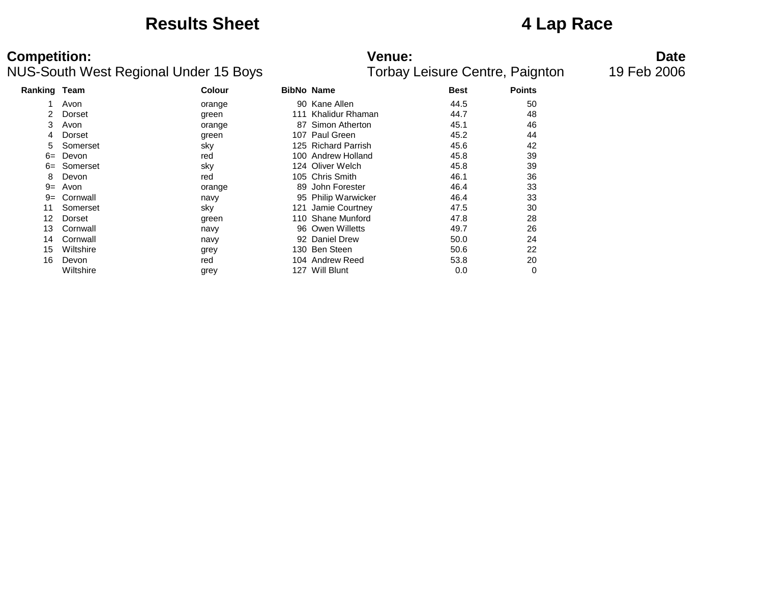# Results Sheet

# 4 Lap Race

**Competition:**
NUS-South West Regional Under 15 Boys

**Venue:**
Torbay Leisure Centre, Paignton

**Date**
19 Feb 2006

| Ranking | Team | Colour | BibNo | Name | Best | Points |
|---|---|---|---|---|---|---|
| 1 | Avon | orange | 90 | Kane Allen | 44.5 | 50 |
| 2 | Dorset | green | 111 | Khalidur Rhaman | 44.7 | 48 |
| 3 | Avon | orange | 87 | Simon Atherton | 45.1 | 46 |
| 4 | Dorset | green | 107 | Paul Green | 45.2 | 44 |
| 5 | Somerset | sky | 125 | Richard Parrish | 45.6 | 42 |
| 6= | Devon | red | 100 | Andrew Holland | 45.8 | 39 |
| 6= | Somerset | sky | 124 | Oliver Welch | 45.8 | 39 |
| 8 | Devon | red | 105 | Chris Smith | 46.1 | 36 |
| 9= | Avon | orange | 89 | John Forester | 46.4 | 33 |
| 9= | Cornwall | navy | 95 | Philip Warwicker | 46.4 | 33 |
| 11 | Somerset | sky | 121 | Jamie Courtney | 47.5 | 30 |
| 12 | Dorset | green | 110 | Shane Munford | 47.8 | 28 |
| 13 | Cornwall | navy | 96 | Owen Willetts | 49.7 | 26 |
| 14 | Cornwall | navy | 92 | Daniel Drew | 50.0 | 24 |
| 15 | Wiltshire | grey | 130 | Ben Steen | 50.6 | 22 |
| 16 | Devon | red | 104 | Andrew Reed | 53.8 | 20 |
| | Wiltshire | grey | 127 | Will Blunt | 0.0 | 0 |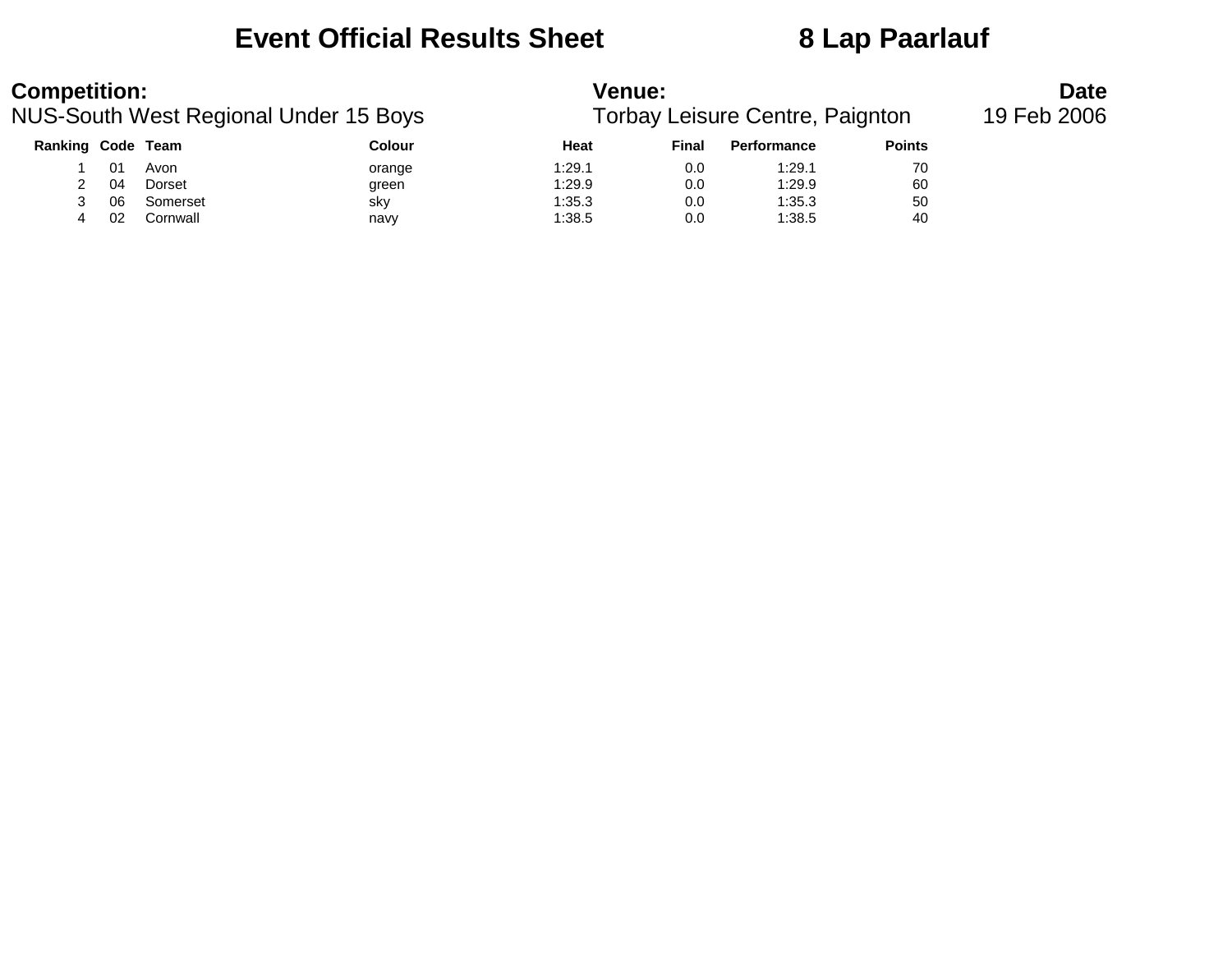# Event Official Results Sheet 8 Lap Paarlauf

**Competition:**
NUS-South West Regional Under 15 Boys

**Venue:**
Torbay Leisure Centre, Paignton

**Date**
19 Feb 2006

| Ranking | Code | Team | Colour | Heat | Final | Performance | Points |
|---|---|---|---|---|---|---|---|
| 1 | 01 | Avon | orange | 1:29.1 | 0.0 | 1:29.1 | 70 |
| 2 | 04 | Dorset | green | 1:29.9 | 0.0 | 1:29.9 | 60 |
| 3 | 06 | Somerset | sky | 1:35.3 | 0.0 | 1:35.3 | 50 |
| 4 | 02 | Cornwall | navy | 1:38.5 | 0.0 | 1:38.5 | 40 |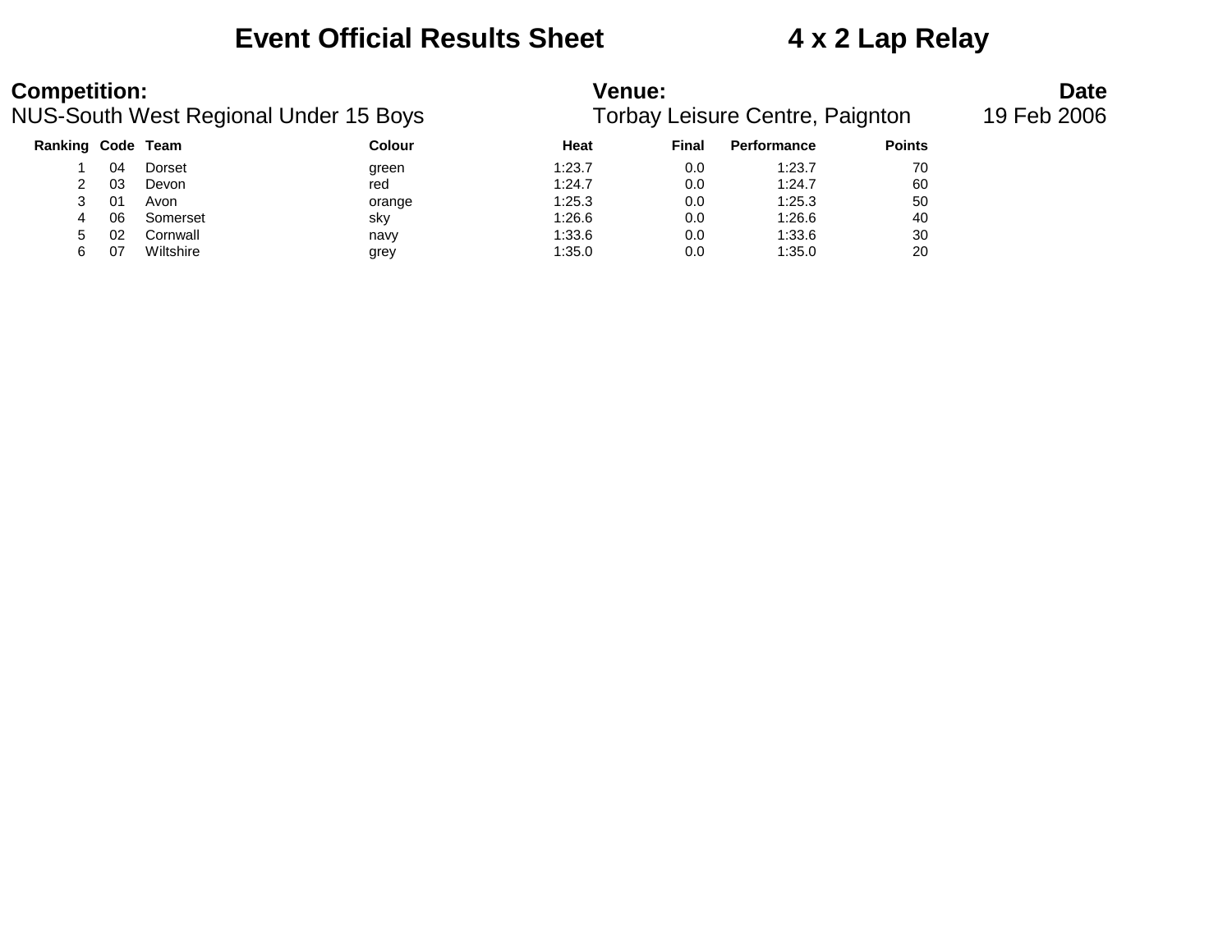# Event Official Results Sheet 4 x 2 Lap Relay

**Competition:**
NUS-South West Regional Under 15 Boys

**Venue:**
Torbay Leisure Centre, Paignton

**Date**
19 Feb 2006

| Ranking | Code | Team | Colour | Heat | Final | Performance | Points |
|---|---|---|---|---|---|---|---|
| 1 | 04 | Dorset | green | 1:23.7 | 0.0 | 1:23.7 | 70 |
| 2 | 03 | Devon | red | 1:24.7 | 0.0 | 1:24.7 | 60 |
| 3 | 01 | Avon | orange | 1:25.3 | 0.0 | 1:25.3 | 50 |
| 4 | 06 | Somerset | sky | 1:26.6 | 0.0 | 1:26.6 | 40 |
| 5 | 02 | Cornwall | navy | 1:33.6 | 0.0 | 1:33.6 | 30 |
| 6 | 07 | Wiltshire | grey | 1:35.0 | 0.0 | 1:35.0 | 20 |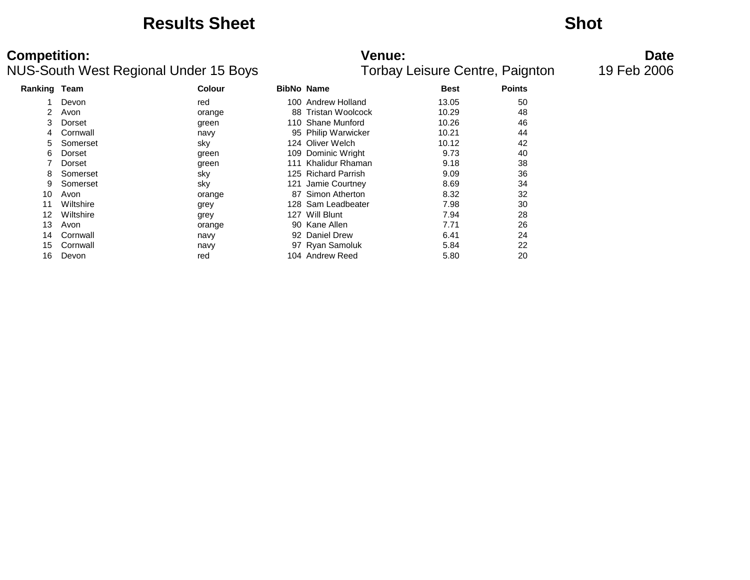# Results Sheet

# Shot

**Competition:**
NUS-South West Regional Under 15 Boys

**Venue:**
Torbay Leisure Centre, Paignton

**Date**
19 Feb 2006

| Ranking | Team | Colour | BibNo | Name | Best | Points |
|---|---|---|---|---|---|---|
| 1 | Devon | red | 100 | Andrew Holland | 13.05 | 50 |
| 2 | Avon | orange | 88 | Tristan Woolcock | 10.29 | 48 |
| 3 | Dorset | green | 110 | Shane Munford | 10.26 | 46 |
| 4 | Cornwall | navy | 95 | Philip Warwicker | 10.21 | 44 |
| 5 | Somerset | sky | 124 | Oliver Welch | 10.12 | 42 |
| 6 | Dorset | green | 109 | Dominic Wright | 9.73 | 40 |
| 7 | Dorset | green | 111 | Khalidur Rhaman | 9.18 | 38 |
| 8 | Somerset | sky | 125 | Richard Parrish | 9.09 | 36 |
| 9 | Somerset | sky | 121 | Jamie Courtney | 8.69 | 34 |
| 10 | Avon | orange | 87 | Simon Atherton | 8.32 | 32 |
| 11 | Wiltshire | grey | 128 | Sam Leadbeater | 7.98 | 30 |
| 12 | Wiltshire | grey | 127 | Will Blunt | 7.94 | 28 |
| 13 | Avon | orange | 90 | Kane Allen | 7.71 | 26 |
| 14 | Cornwall | navy | 92 | Daniel Drew | 6.41 | 24 |
| 15 | Cornwall | navy | 97 | Ryan Samoluk | 5.84 | 22 |
| 16 | Devon | red | 104 | Andrew Reed | 5.80 | 20 |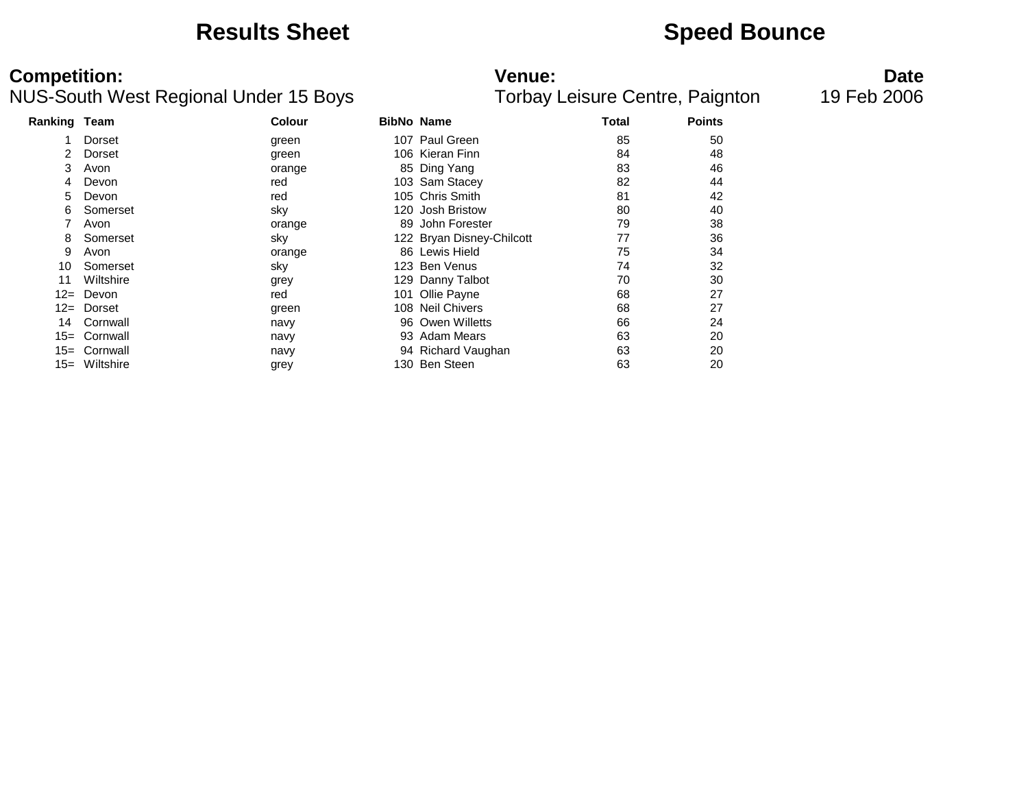# Results Sheet

# Speed Bounce

**Competition:**
NUS-South West Regional Under 15 Boys

**Venue:**
Torbay Leisure Centre, Paignton

**Date**
19 Feb 2006

| Ranking | Team | Colour | BibNo | Name | Total | Points |
|---|---|---|---|---|---|---|
| 1 | Dorset | green | 107 | Paul Green | 85 | 50 |
| 2 | Dorset | green | 106 | Kieran Finn | 84 | 48 |
| 3 | Avon | orange | 85 | Ding Yang | 83 | 46 |
| 4 | Devon | red | 103 | Sam Stacey | 82 | 44 |
| 5 | Devon | red | 105 | Chris Smith | 81 | 42 |
| 6 | Somerset | sky | 120 | Josh Bristow | 80 | 40 |
| 7 | Avon | orange | 89 | John Forester | 79 | 38 |
| 8 | Somerset | sky | 122 | Bryan Disney-Chilcott | 77 | 36 |
| 9 | Avon | orange | 86 | Lewis Hield | 75 | 34 |
| 10 | Somerset | sky | 123 | Ben Venus | 74 | 32 |
| 11 | Wiltshire | grey | 129 | Danny Talbot | 70 | 30 |
| 12= | Devon | red | 101 | Ollie Payne | 68 | 27 |
| 12= | Dorset | green | 108 | Neil Chivers | 68 | 27 |
| 14 | Cornwall | navy | 96 | Owen Willetts | 66 | 24 |
| 15= | Cornwall | navy | 93 | Adam Mears | 63 | 20 |
| 15= | Cornwall | navy | 94 | Richard Vaughan | 63 | 20 |
| 15= | Wiltshire | grey | 130 | Ben Steen | 63 | 20 |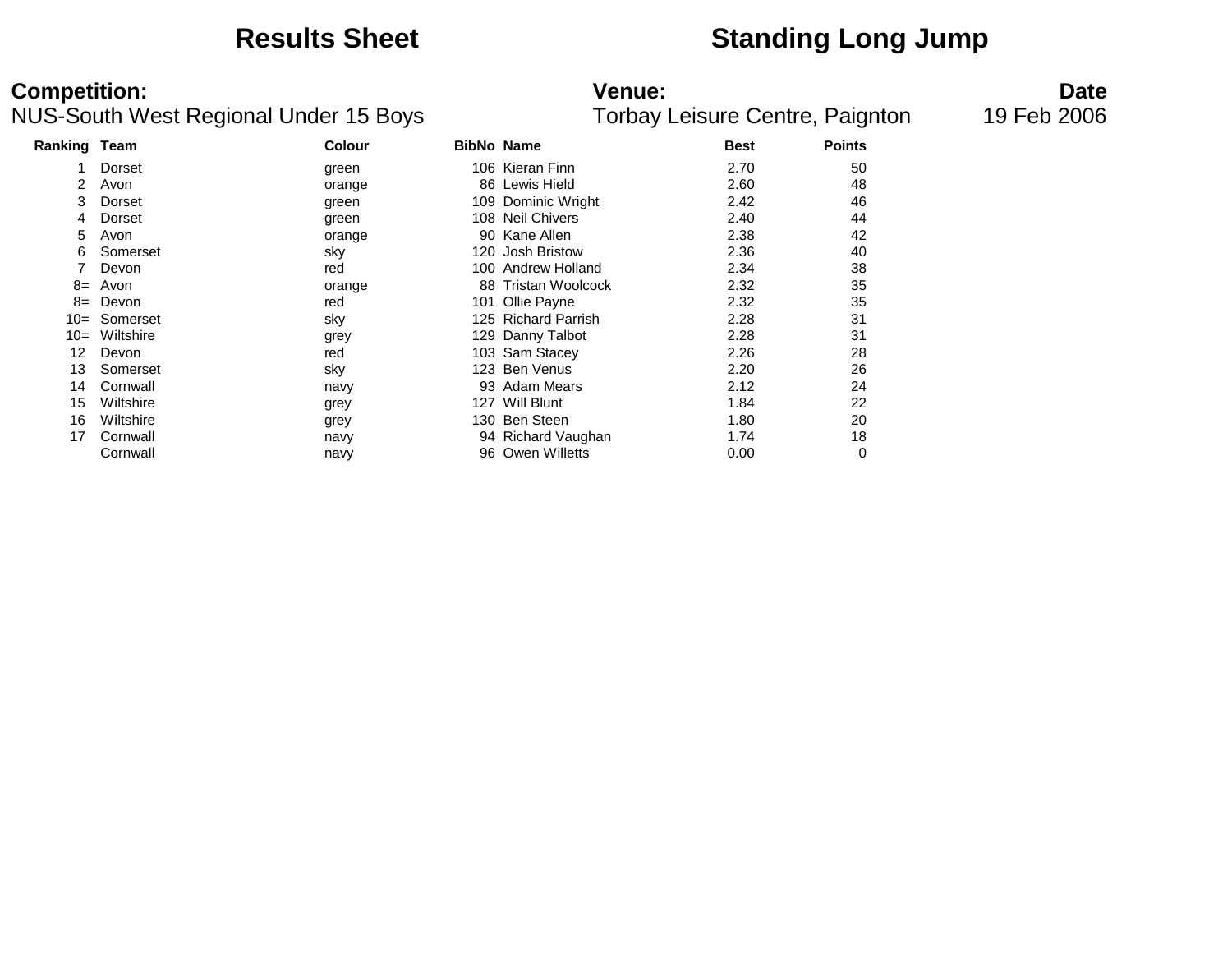# Results Sheet — Standing Long Jump

**Competition:** NUS-South West Regional Under 15 Boys

**Venue:** Torbay Leisure Centre, Paignton

**Date** 19 Feb 2006

| Ranking | Team | Colour | BibNo | Name | Best | Points |
|---|---|---|---|---|---|---|
| 1 | Dorset | green | 106 | Kieran Finn | 2.70 | 50 |
| 2 | Avon | orange | 86 | Lewis Hield | 2.60 | 48 |
| 3 | Dorset | green | 109 | Dominic Wright | 2.42 | 46 |
| 4 | Dorset | green | 108 | Neil Chivers | 2.40 | 44 |
| 5 | Avon | orange | 90 | Kane Allen | 2.38 | 42 |
| 6 | Somerset | sky | 120 | Josh Bristow | 2.36 | 40 |
| 7 | Devon | red | 100 | Andrew Holland | 2.34 | 38 |
| 8= | Avon | orange | 88 | Tristan Woolcock | 2.32 | 35 |
| 8= | Devon | red | 101 | Ollie Payne | 2.32 | 35 |
| 10= | Somerset | sky | 125 | Richard Parrish | 2.28 | 31 |
| 10= | Wiltshire | grey | 129 | Danny Talbot | 2.28 | 31 |
| 12 | Devon | red | 103 | Sam Stacey | 2.26 | 28 |
| 13 | Somerset | sky | 123 | Ben Venus | 2.20 | 26 |
| 14 | Cornwall | navy | 93 | Adam Mears | 2.12 | 24 |
| 15 | Wiltshire | grey | 127 | Will Blunt | 1.84 | 22 |
| 16 | Wiltshire | grey | 130 | Ben Steen | 1.80 | 20 |
| 17 | Cornwall | navy | 94 | Richard Vaughan | 1.74 | 18 |
| | Cornwall | navy | 96 | Owen Willetts | 0.00 | 0 |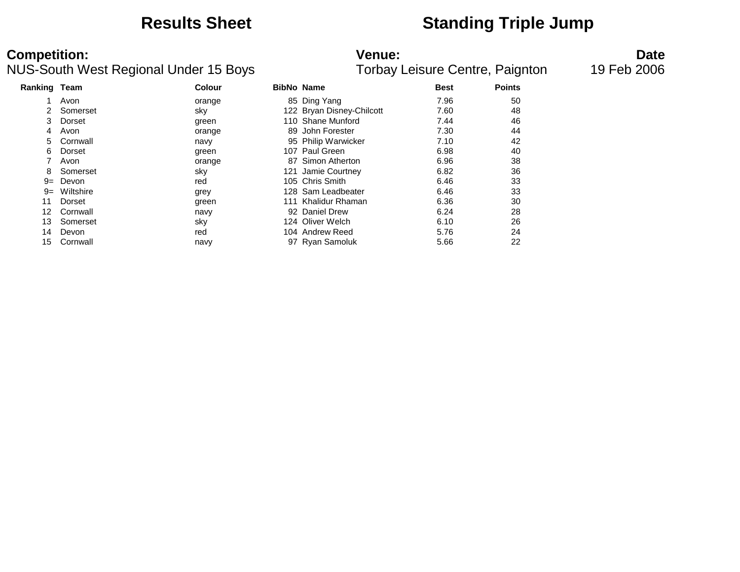# Results Sheet

# Standing Triple Jump

**Competition:**
NUS-South West Regional Under 15 Boys

**Venue:**
Torbay Leisure Centre, Paignton

**Date**
19 Feb 2006

| Ranking | Team | Colour | BibNo | Name | Best | Points |
|---|---|---|---|---|---|---|
| 1 | Avon | orange | 85 | Ding Yang | 7.96 | 50 |
| 2 | Somerset | sky | 122 | Bryan Disney-Chilcott | 7.60 | 48 |
| 3 | Dorset | green | 110 | Shane Munford | 7.44 | 46 |
| 4 | Avon | orange | 89 | John Forester | 7.30 | 44 |
| 5 | Cornwall | navy | 95 | Philip Warwicker | 7.10 | 42 |
| 6 | Dorset | green | 107 | Paul Green | 6.98 | 40 |
| 7 | Avon | orange | 87 | Simon Atherton | 6.96 | 38 |
| 8 | Somerset | sky | 121 | Jamie Courtney | 6.82 | 36 |
| 9= | Devon | red | 105 | Chris Smith | 6.46 | 33 |
| 9= | Wiltshire | grey | 128 | Sam Leadbeater | 6.46 | 33 |
| 11 | Dorset | green | 111 | Khalidur Rhaman | 6.36 | 30 |
| 12 | Cornwall | navy | 92 | Daniel Drew | 6.24 | 28 |
| 13 | Somerset | sky | 124 | Oliver Welch | 6.10 | 26 |
| 14 | Devon | red | 104 | Andrew Reed | 5.76 | 24 |
| 15 | Cornwall | navy | 97 | Ryan Samoluk | 5.66 | 22 |